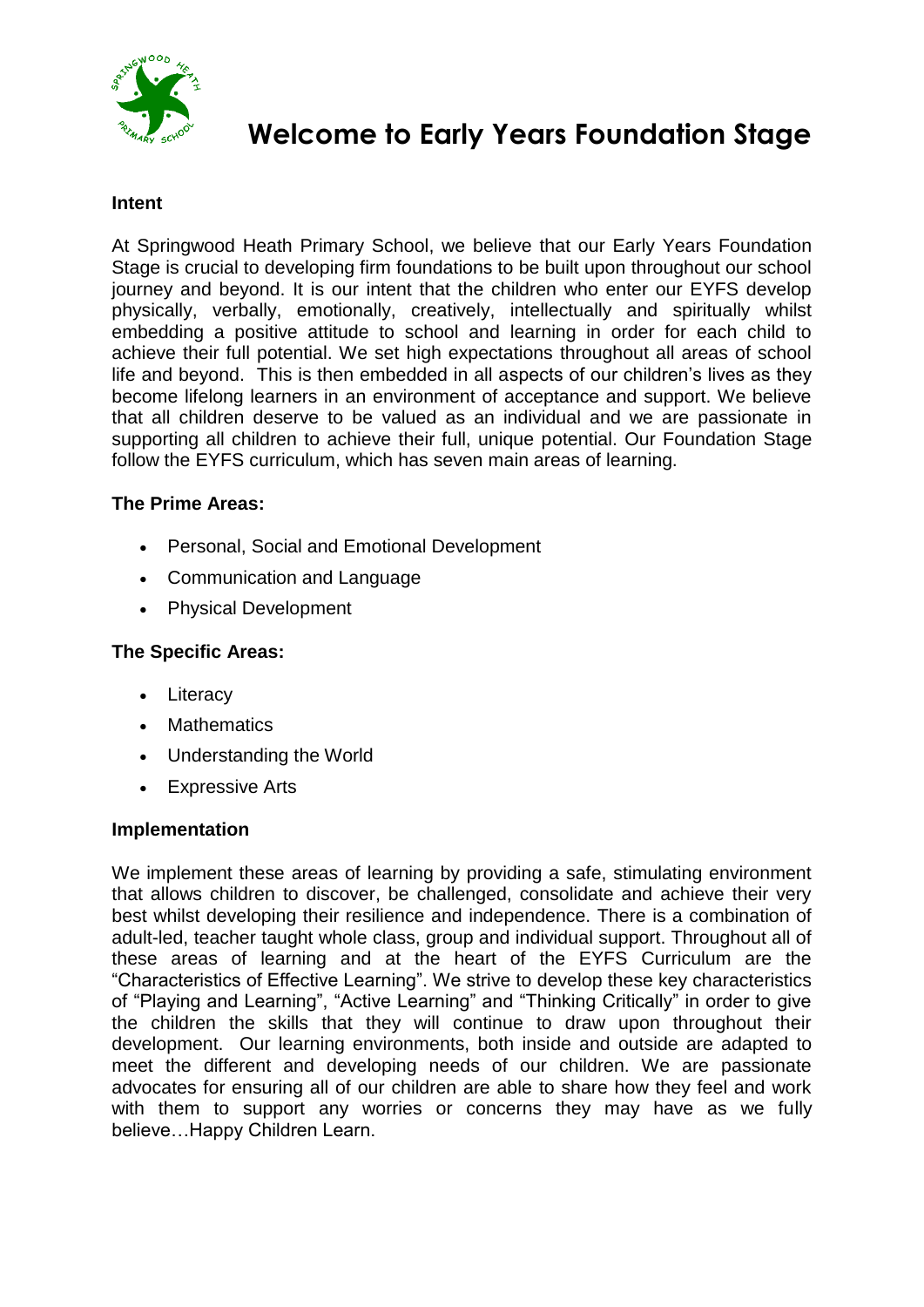# Welcome to Early Years Foundation Stage

**Intent**

At Springwood Heath Primary School, we believe that our Early Years Foundation Stage is crucial to developing firm foundations to be built upon throughout our school journey and beyond. It is our intent that the children who enter our EYFS develop physically, verbally, emotionally, creatively, intellectually and spiritually whilst embedding a positive attitude to school and learning in order for each child to achieve their full potential. We set high expectations throughout all areas of school life and beyond. This is then embedded in all aspects of our children's lives as they become lifelong learners in an environment of acceptance and support. We believe that all children deserve to be valued as an individual and we are passionate in supporting all children to achieve their full, unique potential. Our Foundation Stage follow the EYFS curriculum, which has seven main areas of learning.

**The Prime Areas:**

- Personal, Social and Emotional Development
- Communication and Language
- Physical Development

**The Specific Areas:**

- Literacy
- Mathematics
- Understanding the World
- Expressive Arts

**Implementation**

We implement these areas of learning by providing a safe, stimulating environment that allows children to discover, be challenged, consolidate and achieve their very best whilst developing their resilience and independence. There is a combination of adult-led, teacher taught whole class, group and individual support. Throughout all of these areas of learning and at the heart of the EYFS Curriculum are the "Characteristics of Effective Learning". We strive to develop these key characteristics of "Playing and Learning", "Active Learning" and "Thinking Critically" in order to give the children the skills that they will continue to draw upon throughout their development. Our learning environments, both inside and outside are adapted to meet the different and developing needs of our children. We are passionate advocates for ensuring all of our children are able to share how they feel and work with them to support any worries or concerns they may have as we fully believe…Happy Children Learn.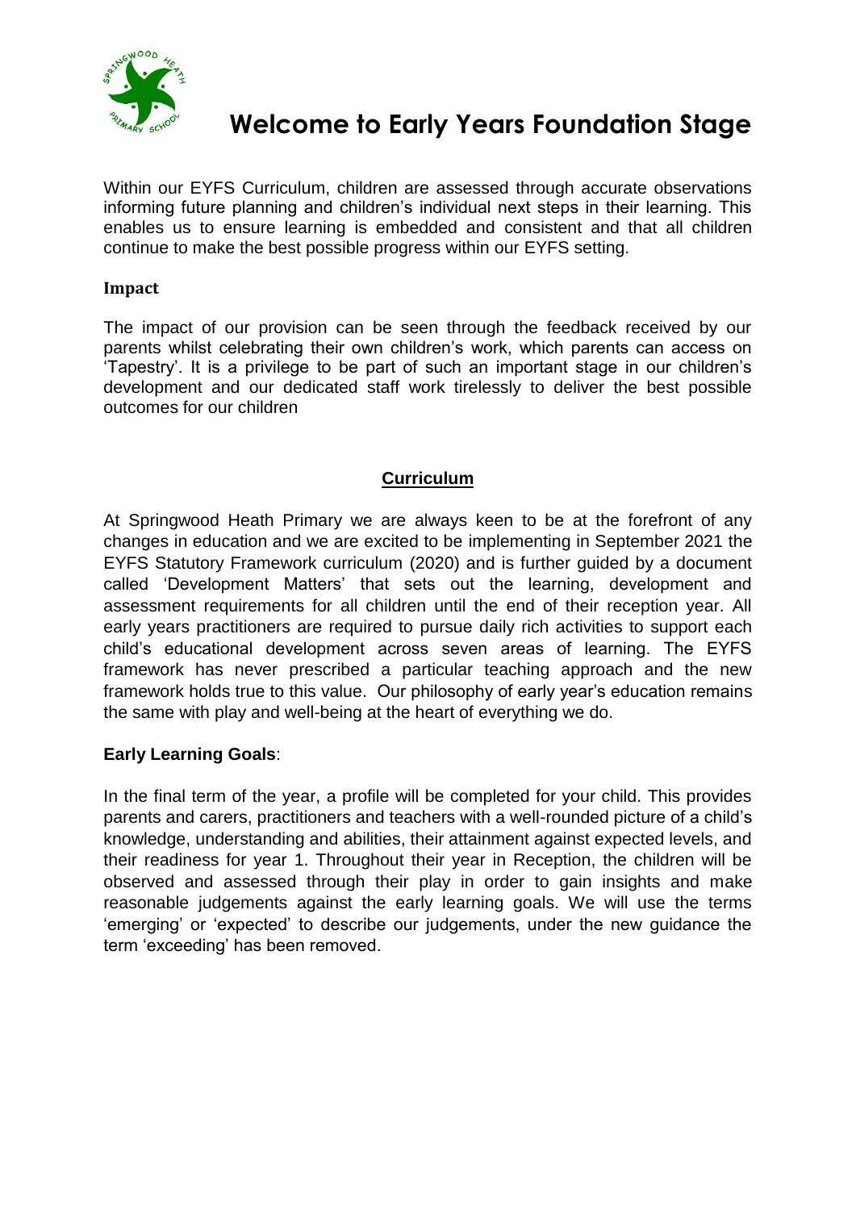// Welcome to Early Years Foundation Stage

Within our EYFS Curriculum, children are assessed through accurate observations informing future planning and children's individual next steps in their learning. This enables us to ensure learning is embedded and consistent and that all children continue to make the best possible progress within our EYFS setting.

**Impact**

The impact of our provision can be seen through the feedback received by our parents whilst celebrating their own children's work, which parents can access on 'Tapestry'. It is a privilege to be part of such an important stage in our children's development and our dedicated staff work tirelessly to deliver the best possible outcomes for our children

## <u>Curriculum</u>

At Springwood Heath Primary we are always keen to be at the forefront of any changes in education and we are excited to be implementing in September 2021 the EYFS Statutory Framework curriculum (2020) and is further guided by a document called 'Development Matters' that sets out the learning, development and assessment requirements for all children until the end of their reception year. All early years practitioners are required to pursue daily rich activities to support each child's educational development across seven areas of learning. The EYFS framework has never prescribed a particular teaching approach and the new framework holds true to this value. Our philosophy of early year's education remains the same with play and well-being at the heart of everything we do.

**Early Learning Goals**:

In the final term of the year, a profile will be completed for your child. This provides parents and carers, practitioners and teachers with a well-rounded picture of a child's knowledge, understanding and abilities, their attainment against expected levels, and their readiness for year 1. Throughout their year in Reception, the children will be observed and assessed through their play in order to gain insights and make reasonable judgements against the early learning goals. We will use the terms 'emerging' or 'expected' to describe our judgements, under the new guidance the term 'exceeding' has been removed.